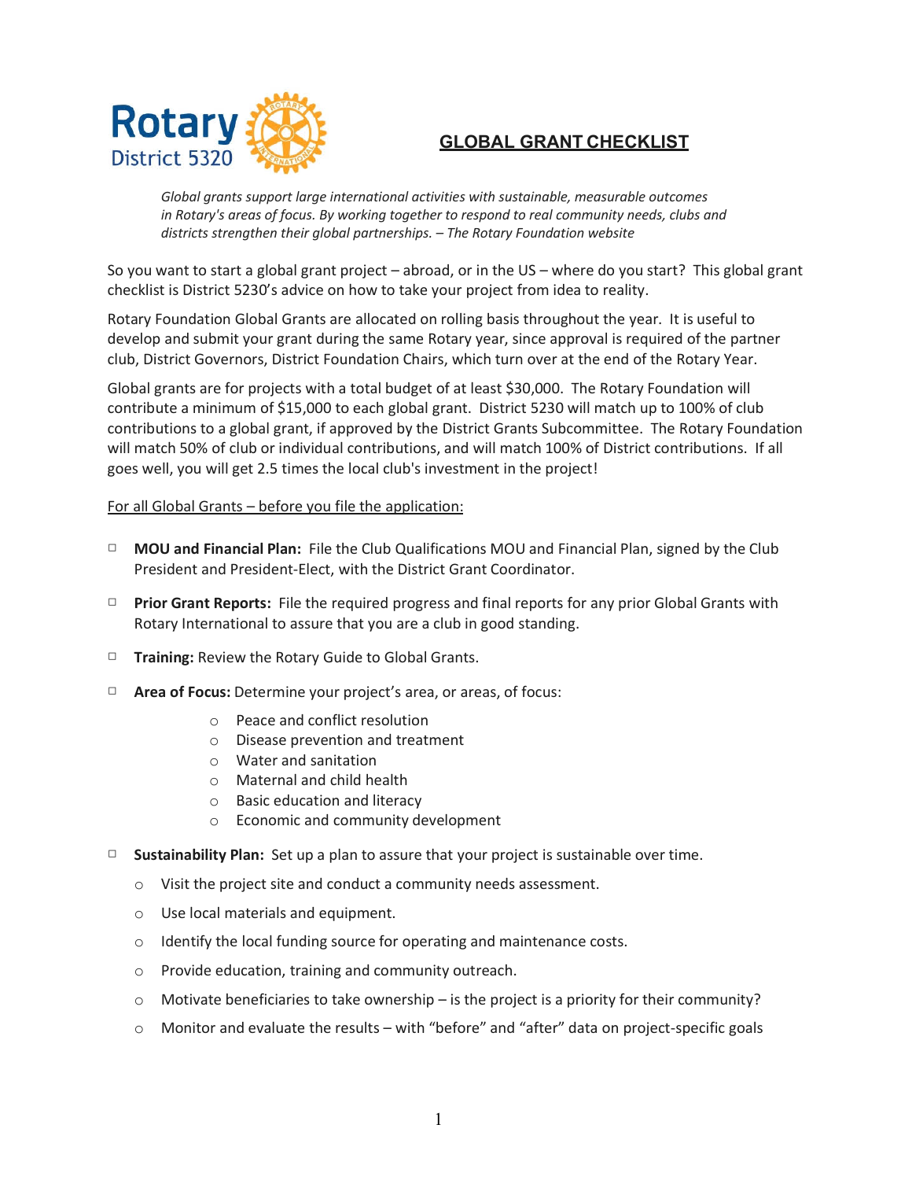Rotary District 5320

# GLOBAL GRANT CHECKLIST

*Global grants support large international activities with sustainable, measurable outcomes in Rotary's areas of focus. By working together to respond to real community needs, clubs and districts strengthen their global partnerships. – The Rotary Foundation website*

So you want to start a global grant project – abroad, or in the US – where do you start? This global grant checklist is District 5230's advice on how to take your project from idea to reality.

Rotary Foundation Global Grants are allocated on rolling basis throughout the year. It is useful to develop and submit your grant during the same Rotary year, since approval is required of the partner club, District Governors, District Foundation Chairs, which turn over at the end of the Rotary Year.

Global grants are for projects with a total budget of at least $30,000. The Rotary Foundation will contribute a minimum of $15,000 to each global grant. District 5230 will match up to 100% of club contributions to a global grant, if approved by the District Grants Subcommittee. The Rotary Foundation will match 50% of club or individual contributions, and will match 100% of District contributions. If all goes well, you will get 2.5 times the local club's investment in the project!

<u>For all Global Grants – before you file the application:</u>

- ☐ **MOU and Financial Plan:** File the Club Qualifications MOU and Financial Plan, signed by the Club President and President-Elect, with the District Grant Coordinator.
- ☐ **Prior Grant Reports:** File the required progress and final reports for any prior Global Grants with Rotary International to assure that you are a club in good standing.
- ☐ **Training:** Review the Rotary Guide to Global Grants.
- ☐ **Area of Focus:** Determine your project's area, or areas, of focus:
  - Peace and conflict resolution
  - Disease prevention and treatment
  - Water and sanitation
  - Maternal and child health
  - Basic education and literacy
  - Economic and community development
- ☐ **Sustainability Plan:** Set up a plan to assure that your project is sustainable over time.
  - Visit the project site and conduct a community needs assessment.
  - Use local materials and equipment.
  - Identify the local funding source for operating and maintenance costs.
  - Provide education, training and community outreach.
  - Motivate beneficiaries to take ownership – is the project is a priority for their community?
  - Monitor and evaluate the results – with "before" and "after" data on project-specific goals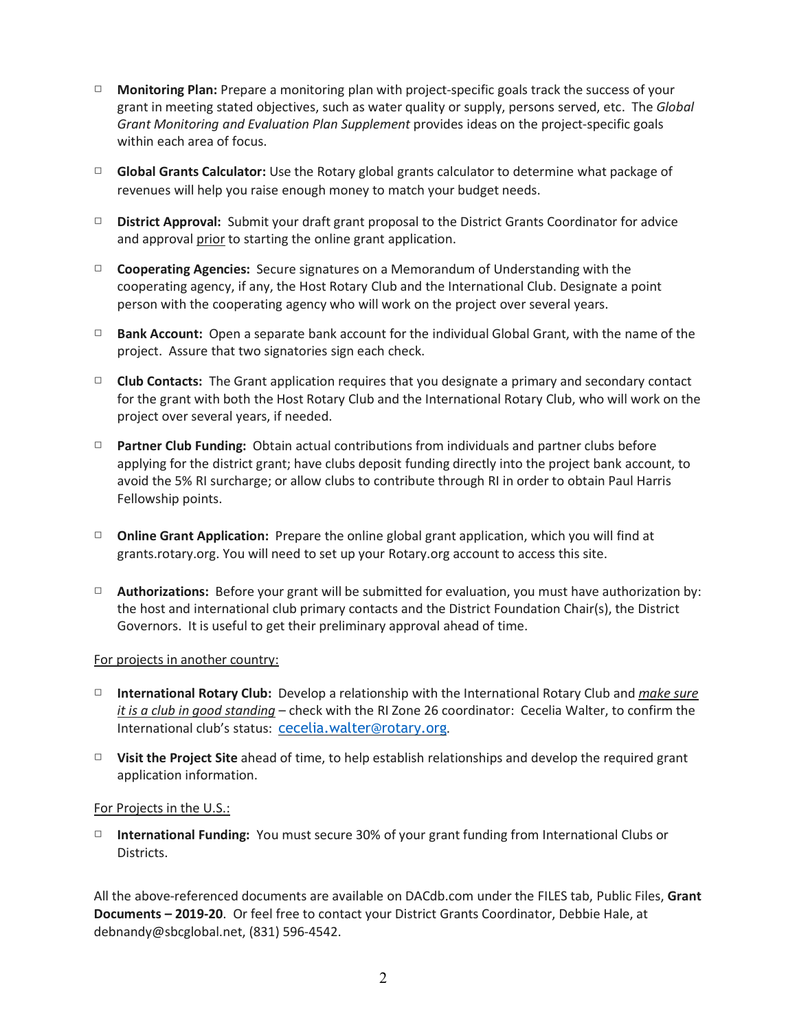- ☐ **Monitoring Plan:** Prepare a monitoring plan with project-specific goals track the success of your grant in meeting stated objectives, such as water quality or supply, persons served, etc. The *Global Grant Monitoring and Evaluation Plan Supplement* provides ideas on the project-specific goals within each area of focus.

- ☐ **Global Grants Calculator:** Use the Rotary global grants calculator to determine what package of revenues will help you raise enough money to match your budget needs.

- ☐ **District Approval:** Submit your draft grant proposal to the District Grants Coordinator for advice and approval <u>prior</u> to starting the online grant application.

- ☐ **Cooperating Agencies:** Secure signatures on a Memorandum of Understanding with the cooperating agency, if any, the Host Rotary Club and the International Club. Designate a point person with the cooperating agency who will work on the project over several years.

- ☐ **Bank Account:** Open a separate bank account for the individual Global Grant, with the name of the project. Assure that two signatories sign each check.

- ☐ **Club Contacts:** The Grant application requires that you designate a primary and secondary contact for the grant with both the Host Rotary Club and the International Rotary Club, who will work on the project over several years, if needed.

- ☐ **Partner Club Funding:** Obtain actual contributions from individuals and partner clubs before applying for the district grant; have clubs deposit funding directly into the project bank account, to avoid the 5% RI surcharge; or allow clubs to contribute through RI in order to obtain Paul Harris Fellowship points.

- ☐ **Online Grant Application:** Prepare the online global grant application, which you will find at grants.rotary.org. You will need to set up your Rotary.org account to access this site.

- ☐ **Authorizations:** Before your grant will be submitted for evaluation, you must have authorization by: the host and international club primary contacts and the District Foundation Chair(s), the District Governors. It is useful to get their preliminary approval ahead of time.

<u>For projects in another country:</u>

- ☐ **International Rotary Club:** Develop a relationship with the International Rotary Club and <u>*make sure it is a club in good standing*</u> – check with the RI Zone 26 coordinator: Cecelia Walter, to confirm the International club's status: cecelia.walter@rotary.org.

- ☐ **Visit the Project Site** ahead of time, to help establish relationships and develop the required grant application information.

<u>For Projects in the U.S.:</u>

- ☐ **International Funding:** You must secure 30% of your grant funding from International Clubs or Districts.

All the above-referenced documents are available on DACdb.com under the FILES tab, Public Files, **Grant Documents – 2019-20**. Or feel free to contact your District Grants Coordinator, Debbie Hale, at debnandy@sbcglobal.net, (831) 596-4542.